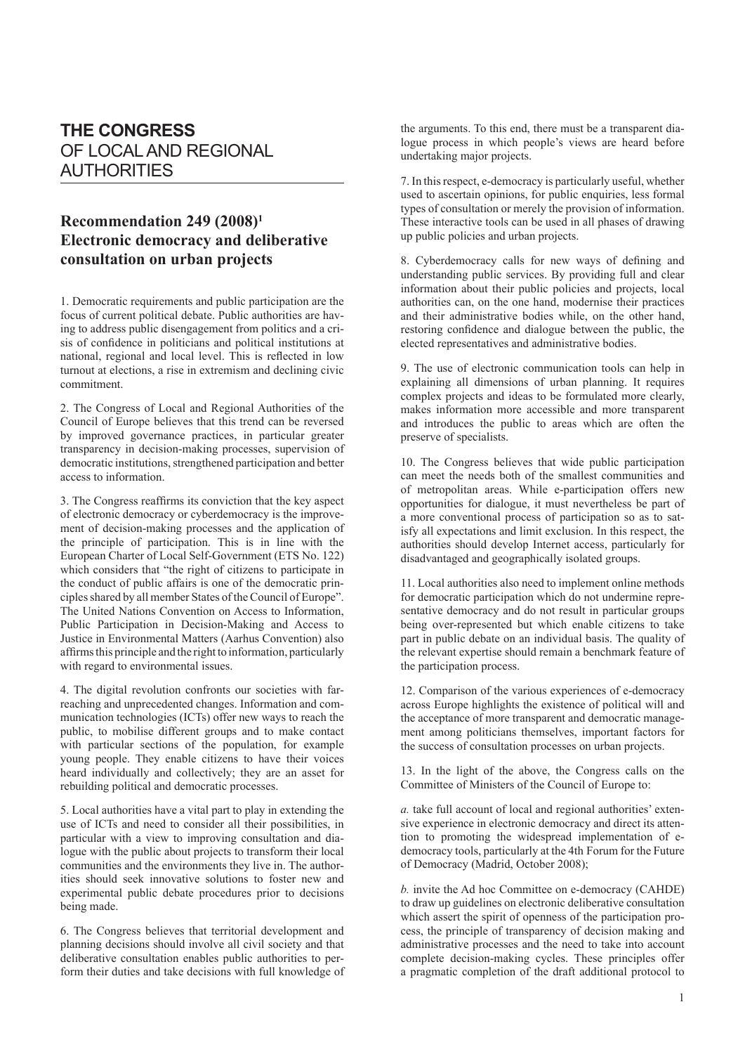# THE CONGRESS OF LOCAL AND REGIONAL AUTHORITIES

## Recommendation 249 (2008)[1] Electronic democracy and deliberative consultation on urban projects

1. Democratic requirements and public participation are the focus of current political debate. Public authorities are having to address public disengagement from politics and a crisis of confidence in politicians and political institutions at national, regional and local level. This is reflected in low turnout at elections, a rise in extremism and declining civic commitment.

2. The Congress of Local and Regional Authorities of the Council of Europe believes that this trend can be reversed by improved governance practices, in particular greater transparency in decision-making processes, supervision of democratic institutions, strengthened participation and better access to information.

3. The Congress reaffirms its conviction that the key aspect of electronic democracy or cyberdemocracy is the improvement of decision-making processes and the application of the principle of participation. This is in line with the European Charter of Local Self-Government (ETS No. 122) which considers that "the right of citizens to participate in the conduct of public affairs is one of the democratic principles shared by all member States of the Council of Europe". The United Nations Convention on Access to Information, Public Participation in Decision-Making and Access to Justice in Environmental Matters (Aarhus Convention) also affirms this principle and the right to information, particularly with regard to environmental issues.

4. The digital revolution confronts our societies with far-reaching and unprecedented changes. Information and communication technologies (ICTs) offer new ways to reach the public, to mobilise different groups and to make contact with particular sections of the population, for example young people. They enable citizens to have their voices heard individually and collectively; they are an asset for rebuilding political and democratic processes.

5. Local authorities have a vital part to play in extending the use of ICTs and need to consider all their possibilities, in particular with a view to improving consultation and dialogue with the public about projects to transform their local communities and the environments they live in. The authorities should seek innovative solutions to foster new and experimental public debate procedures prior to decisions being made.

6. The Congress believes that territorial development and planning decisions should involve all civil society and that deliberative consultation enables public authorities to perform their duties and take decisions with full knowledge of the arguments. To this end, there must be a transparent dialogue process in which people's views are heard before undertaking major projects.

7. In this respect, e-democracy is particularly useful, whether used to ascertain opinions, for public enquiries, less formal types of consultation or merely the provision of information. These interactive tools can be used in all phases of drawing up public policies and urban projects.

8. Cyberdemocracy calls for new ways of defining and understanding public services. By providing full and clear information about their public policies and projects, local authorities can, on the one hand, modernise their practices and their administrative bodies while, on the other hand, restoring confidence and dialogue between the public, the elected representatives and administrative bodies.

9. The use of electronic communication tools can help in explaining all dimensions of urban planning. It requires complex projects and ideas to be formulated more clearly, makes information more accessible and more transparent and introduces the public to areas which are often the preserve of specialists.

10. The Congress believes that wide public participation can meet the needs both of the smallest communities and of metropolitan areas. While e-participation offers new opportunities for dialogue, it must nevertheless be part of a more conventional process of participation so as to satisfy all expectations and limit exclusion. In this respect, the authorities should develop Internet access, particularly for disadvantaged and geographically isolated groups.

11. Local authorities also need to implement online methods for democratic participation which do not undermine representative democracy and do not result in particular groups being over-represented but which enable citizens to take part in public debate on an individual basis. The quality of the relevant expertise should remain a benchmark feature of the participation process.

12. Comparison of the various experiences of e-democracy across Europe highlights the existence of political will and the acceptance of more transparent and democratic management among politicians themselves, important factors for the success of consultation processes on urban projects.

13. In the light of the above, the Congress calls on the Committee of Ministers of the Council of Europe to:

*a.* take full account of local and regional authorities' extensive experience in electronic democracy and direct its attention to promoting the widespread implementation of e-democracy tools, particularly at the 4th Forum for the Future of Democracy (Madrid, October 2008);

*b.* invite the Ad hoc Committee on e-democracy (CAHDE) to draw up guidelines on electronic deliberative consultation which assert the spirit of openness of the participation process, the principle of transparency of decision making and administrative processes and the need to take into account complete decision-making cycles. These principles offer a pragmatic completion of the draft additional protocol to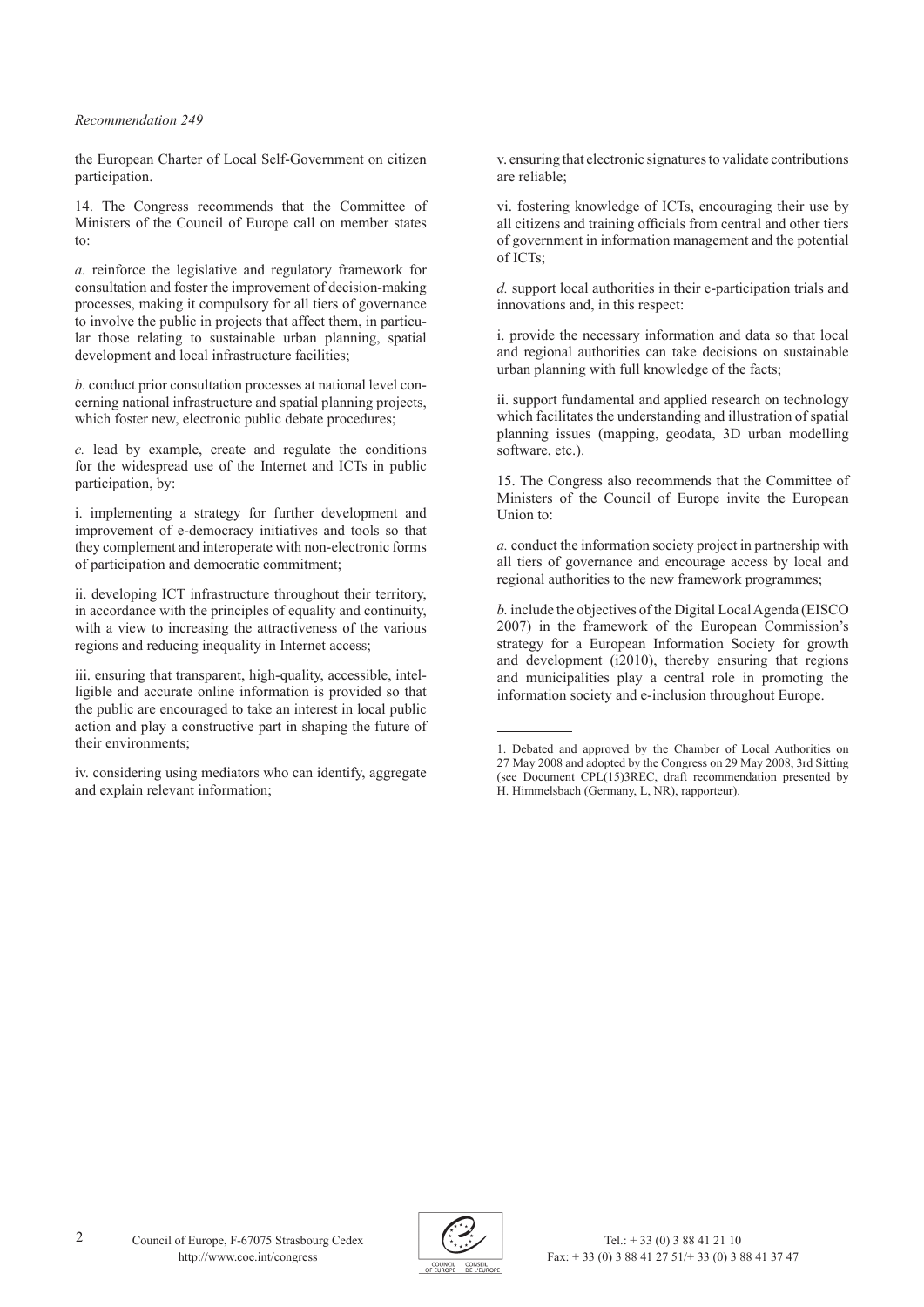the European Charter of Local Self-Government on citizen participation.

14. The Congress recommends that the Committee of Ministers of the Council of Europe call on member states to:

*a.* reinforce the legislative and regulatory framework for consultation and foster the improvement of decision-making processes, making it compulsory for all tiers of governance to involve the public in projects that affect them, in particular those relating to sustainable urban planning, spatial development and local infrastructure facilities;

*b.* conduct prior consultation processes at national level concerning national infrastructure and spatial planning projects, which foster new, electronic public debate procedures;

*c.* lead by example, create and regulate the conditions for the widespread use of the Internet and ICTs in public participation, by:

i. implementing a strategy for further development and improvement of e-democracy initiatives and tools so that they complement and interoperate with non-electronic forms of participation and democratic commitment;

ii. developing ICT infrastructure throughout their territory, in accordance with the principles of equality and continuity, with a view to increasing the attractiveness of the various regions and reducing inequality in Internet access;

iii. ensuring that transparent, high-quality, accessible, intelligible and accurate online information is provided so that the public are encouraged to take an interest in local public action and play a constructive part in shaping the future of their environments;

iv. considering using mediators who can identify, aggregate and explain relevant information;

v. ensuring that electronic signatures to validate contributions are reliable;

vi. fostering knowledge of ICTs, encouraging their use by all citizens and training officials from central and other tiers of government in information management and the potential of ICTs;

*d.* support local authorities in their e-participation trials and innovations and, in this respect:

i. provide the necessary information and data so that local and regional authorities can take decisions on sustainable urban planning with full knowledge of the facts;

ii. support fundamental and applied research on technology which facilitates the understanding and illustration of spatial planning issues (mapping, geodata, 3D urban modelling software, etc.).

15. The Congress also recommends that the Committee of Ministers of the Council of Europe invite the European Union to:

*a.* conduct the information society project in partnership with all tiers of governance and encourage access by local and regional authorities to the new framework programmes;

*b.* include the objectives of the Digital Local Agenda (EISCO 2007) in the framework of the European Commission's strategy for a European Information Society for growth and development (i2010), thereby ensuring that regions and municipalities play a central role in promoting the information society and e-inclusion throughout Europe.

---

1. Debated and approved by the Chamber of Local Authorities on 27 May 2008 and adopted by the Congress on 29 May 2008, 3rd Sitting (see Document CPL(15)3REC, draft recommendation presented by H. Himmelsbach (Germany, L, NR), rapporteur).

Council of Europe, F-67075 Strasbourg Cedex
http://www.coe.int/congress

Tel.: + 33 (0) 3 88 41 21 10
Fax: + 33 (0) 3 88 41 27 51/+ 33 (0) 3 88 41 37 47